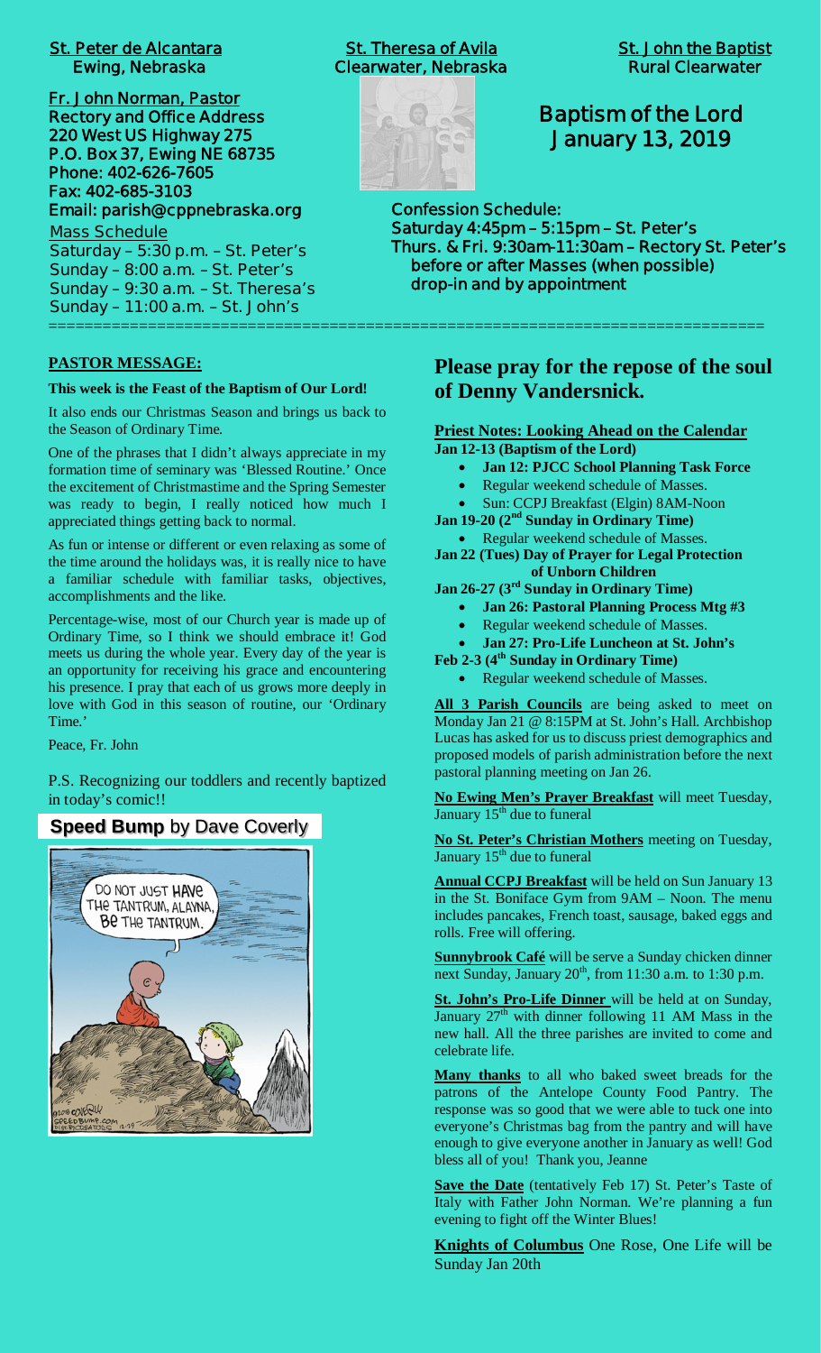**St. Peter de Alcantara**
**Ewing, Nebraska**

**St. Theresa of Avila**
**Clearwater, Nebraska**

**St. John the Baptist**
**Rural Clearwater**

**Fr. John Norman, Pastor**
**Rectory and Office Address**
**220 West US Highway 275**
**P.O. Box 37, Ewing NE 68735**
**Phone: 402-626-7605**
**Fax: 402-685-3103**
**Email: parish@cppnebraska.org**

Mass Schedule
Saturday – 5:30 p.m. – St. Peter's
Sunday – 8:00 a.m. – St. Peter's
Sunday – 9:30 a.m. – St. Theresa's
Sunday – 11:00 a.m. – St. John's

# Baptism of the Lord
# January 13, 2019

**Confession Schedule:**
**Saturday 4:45pm – 5:15pm – St. Peter's**
**Thurs. & Fri. 9:30am-11:30am – Rectory St. Peter's**
**before or after Masses (when possible)**
**drop-in and by appointment**

---

## PASTOR MESSAGE:

**This week is the Feast of the Baptism of Our Lord!**

It also ends our Christmas Season and brings us back to the Season of Ordinary Time.

One of the phrases that I didn't always appreciate in my formation time of seminary was 'Blessed Routine.' Once the excitement of Christmastime and the Spring Semester was ready to begin, I really noticed how much I appreciated things getting back to normal.

As fun or intense or different or even relaxing as some of the time around the holidays was, it is really nice to have a familiar schedule with familiar tasks, objectives, accomplishments and the like.

Percentage-wise, most of our Church year is made up of Ordinary Time, so I think we should embrace it! God meets us during the whole year. Every day of the year is an opportunity for receiving his grace and encountering his presence. I pray that each of us grows more deeply in love with God in this season of routine, our 'Ordinary Time.'

Peace, Fr. John

P.S. Recognizing our toddlers and recently baptized in today's comic!!

**Speed Bump** by Dave Coverly

## Please pray for the repose of the soul of Denny Vandersnick.

**Priest Notes: Looking Ahead on the Calendar**

**Jan 12-13 (Baptism of the Lord)**
- **Jan 12: PJCC School Planning Task Force**
- Regular weekend schedule of Masses.
- Sun: CCPJ Breakfast (Elgin) 8AM-Noon

**Jan 19-20 (2nd Sunday in Ordinary Time)**
- Regular weekend schedule of Masses.

**Jan 22 (Tues) Day of Prayer for Legal Protection of Unborn Children**

**Jan 26-27 (3rd Sunday in Ordinary Time)**
- **Jan 26: Pastoral Planning Process Mtg #3**
- Regular weekend schedule of Masses.
- **Jan 27: Pro-Life Luncheon at St. John's**

**Feb 2-3 (4th Sunday in Ordinary Time)**
- Regular weekend schedule of Masses.

**All 3 Parish Councils** are being asked to meet on Monday Jan 21 @ 8:15PM at St. John's Hall. Archbishop Lucas has asked for us to discuss priest demographics and proposed models of parish administration before the next pastoral planning meeting on Jan 26.

**No Ewing Men's Prayer Breakfast** will meet Tuesday, January 15th due to funeral

**No St. Peter's Christian Mothers** meeting on Tuesday, January 15th due to funeral

**Annual CCPJ Breakfast** will be held on Sun January 13 in the St. Boniface Gym from 9AM – Noon. The menu includes pancakes, French toast, sausage, baked eggs and rolls. Free will offering.

**Sunnybrook Café** will be serve a Sunday chicken dinner next Sunday, January 20th, from 11:30 a.m. to 1:30 p.m.

**St. John's Pro-Life Dinner** will be held at on Sunday, January 27th with dinner following 11 AM Mass in the new hall. All the three parishes are invited to come and celebrate life.

**Many thanks** to all who baked sweet breads for the patrons of the Antelope County Food Pantry. The response was so good that we were able to tuck one into everyone's Christmas bag from the pantry and will have enough to give everyone another in January as well! God bless all of you! Thank you, Jeanne

**Save the Date** (tentatively Feb 17) St. Peter's Taste of Italy with Father John Norman. We're planning a fun evening to fight off the Winter Blues!

**Knights of Columbus** One Rose, One Life will be Sunday Jan 20th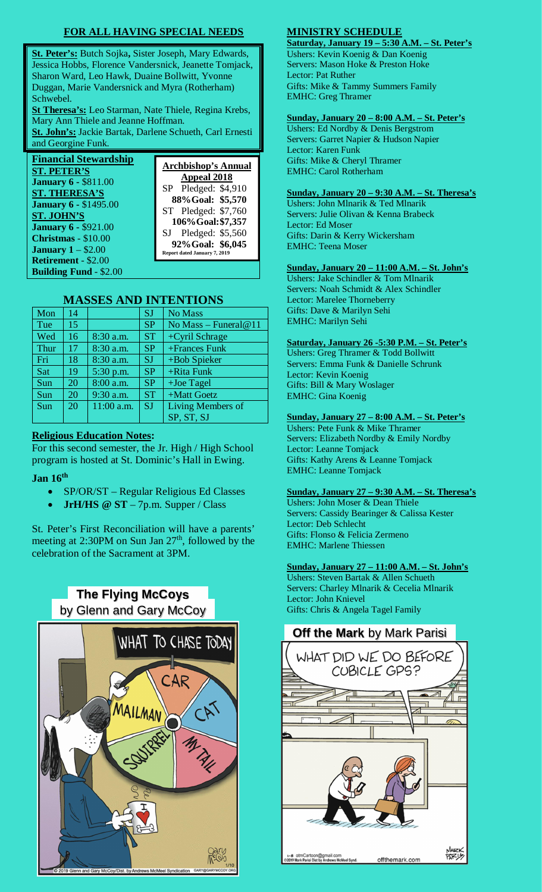## FOR ALL HAVING SPECIAL NEEDS

**St. Peter's:** Butch Sojka, Sister Joseph, Mary Edwards, Jessica Hobbs, Florence Vandersnick, Jeanette Tomjack, Sharon Ward, Leo Hawk, Duaine Bollwitt, Yvonne Duggan, Marie Vandersnick and Myra (Rotherham) Schwebel.

**St Theresa's:** Leo Starman, Nate Thiele, Regina Krebs, Mary Ann Thiele and Jeanne Hoffman.

**St. John's:** Jackie Bartak, Darlene Schueth, Carl Ernesti and Georgine Funk.

**Financial Stewardship**

**ST. PETER'S**
**January 6** - $811.00

**ST. THERESA'S**
**January 6** - $1495.00

**ST. JOHN'S**
**January 6** - $921.00
**Christmas** - $10.00
**January 1** – $2.00
**Retirement** - $2.00
**Building Fund** - $2.00

**Archbishop's Annual Appeal 2018**

SP Pledged: $4,910
**88% Goal: $5,570**
ST Pledged: $7,760
**106% Goal: $7,357**
SJ Pledged: $5,560
**92% Goal: $6,045**
**Report dated January 7, 2019**

## MASSES AND INTENTIONS

| | | | | |
|---|---|---|---|---|
| Mon | 14 | | SJ | No Mass |
| Tue | 15 | | SP | No Mass – Funeral@11 |
| Wed | 16 | 8:30 a.m. | ST | +Cyril Schrage |
| Thur | 17 | 8:30 a.m. | SP | +Frances Funk |
| Fri | 18 | 8:30 a.m. | SJ | +Bob Spieker |
| Sat | 19 | 5:30 p.m. | SP | +Rita Funk |
| Sun | 20 | 8:00 a.m. | SP | +Joe Tagel |
| Sun | 20 | 9:30 a.m. | ST | +Matt Goetz |
| Sun | 20 | 11:00 a.m. | SJ | Living Members of SP, ST, SJ |

**Religious Education Notes:**

For this second semester, the Jr. High / High School program is hosted at St. Dominic's Hall in Ewing.

**Jan 16th**

- SP/OR/ST – Regular Religious Ed Classes
- **JrH/HS @ ST** – 7p.m. Supper / Class

St. Peter's First Reconciliation will have a parents' meeting at 2:30PM on Sun Jan 27th, followed by the celebration of the Sacrament at 3PM.

**The Flying McCoys**
by Glenn and Gary McCoy

## MINISTRY SCHEDULE

**Saturday, January 19 – 5:30 A.M. – St. Peter's**
Ushers: Kevin Koenig & Dan Koenig
Servers: Mason Hoke & Preston Hoke
Lector: Pat Ruther
Gifts: Mike & Tammy Summers Family
EMHC: Greg Thramer

**Sunday, January 20 – 8:00 A.M. – St. Peter's**
Ushers: Ed Nordby & Denis Bergstrom
Servers: Garret Napier & Hudson Napier
Lector: Karen Funk
Gifts: Mike & Cheryl Thramer
EMHC: Carol Rotherham

**Sunday, January 20 – 9:30 A.M. – St. Theresa's**
Ushers: John Mlnarik & Ted Mlnarik
Servers: Julie Olivan & Kenna Brabeck
Lector: Ed Moser
Gifts: Darin & Kerry Wickersham
EMHC: Teena Moser

**Sunday, January 20 – 11:00 A.M. – St. John's**
Ushers: Jake Schindler & Tom Mlnarik
Servers: Noah Schmidt & Alex Schindler
Lector: Marelee Thorneberry
Gifts: Dave & Marilyn Sehi
EMHC: Marilyn Sehi

**Saturday, January 26 -5:30 P.M. – St. Peter's**
Ushers: Greg Thramer & Todd Bollwitt
Servers: Emma Funk & Danielle Schrunk
Lector: Kevin Koenig
Gifts: Bill & Mary Woslager
EMHC: Gina Koenig

**Sunday, January 27 – 8:00 A.M. – St. Peter's**
Ushers: Pete Funk & Mike Thramer
Servers: Elizabeth Nordby & Emily Nordby
Lector: Leanne Tomjack
Gifts: Kathy Arens & Leanne Tomjack
EMHC: Leanne Tomjack

**Sunday, January 27 – 9:30 A.M. – St. Theresa's**
Ushers: John Moser & Dean Thiele
Servers: Cassidy Bearinger & Calissa Kester
Lector: Deb Schlecht
Gifts: Flonso & Felicia Zermeno
EMHC: Marlene Thiessen

**Sunday, January 27 – 11:00 A.M. – St. John's**
Ushers: Steven Bartak & Allen Schueth
Servers: Charley Mlnarik & Cecelia Mlnarik
Lector: John Knievel
Gifts: Chris & Angela Tagel Family

**Off the Mark** by Mark Parisi